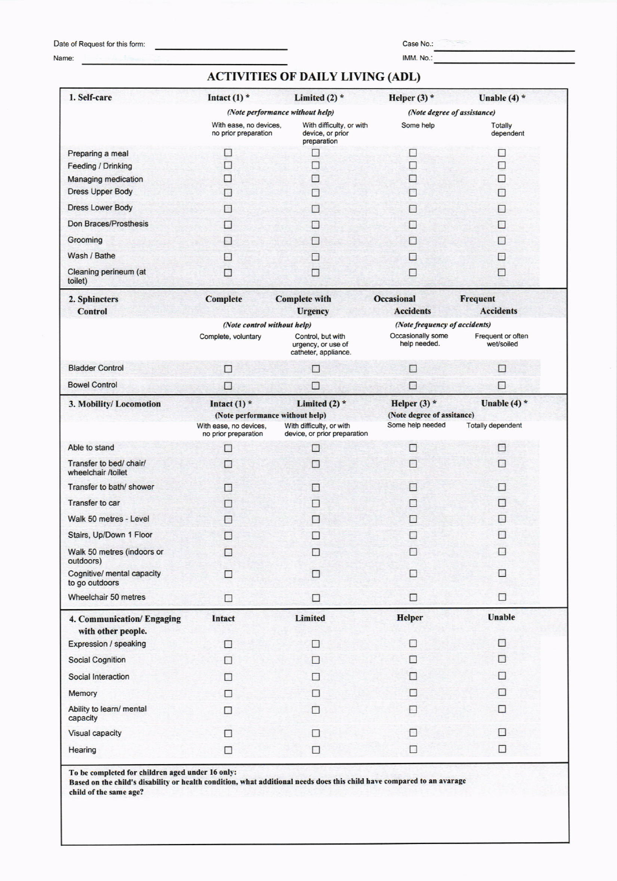Date of Request for this form: ____________________

Case No.: ____________________

Name: ____________________

IMM. No.: ____________________

# ACTIVITIES OF DAILY LIVING (ADL)

| 1. Self-care | Intact (1) * | Limited (2) * | Helper (3) * | Unable (4) * |
|---|---|---|---|---|
| | *(Note performance without help)* | | *(Note degree of assistance)* | |
| | With ease, no devices, no prior preparation | With difficulty, or with device, or prior preparation | Some help | Totally dependent |
| Preparing a meal | ☐ | ☐ | ☐ | ☐ |
| Feeding / Drinking | ☐ | ☐ | ☐ | ☐ |
| Managing medication | ☐ | ☐ | ☐ | ☐ |
| Dress Upper Body | ☐ | ☐ | ☐ | ☐ |
| Dress Lower Body | ☐ | ☐ | ☐ | ☐ |
| Don Braces/Prosthesis | ☐ | ☐ | ☐ | ☐ |
| Grooming | ☐ | ☐ | ☐ | ☐ |
| Wash / Bathe | ☐ | ☐ | ☐ | ☐ |
| Cleaning perineum (at toilet) | ☐ | ☐ | ☐ | ☐ |

| 2. Sphincters Control | Complete | Complete with Urgency | Occasional Accidents | Frequent Accidents |
|---|---|---|---|---|
| | *(Note control without help)* | | *(Note frequency of accidents)* | |
| | Complete, voluntary | Control, but with urgency, or use of catheter, appliance. | Occasionally some help needed. | Frequent or often wet/soiled |
| Bladder Control | ☐ | ☐ | ☐ | ☐ |
| Bowel Control | ☐ | ☐ | ☐ | ☐ |

| 3. Mobility/ Locomotion | Intact (1) * | Limited (2) * | Helper (3) * | Unable (4) * |
|---|---|---|---|---|
| | **(Note performance without help)** | | **(Note degree of assitance)** | |
| | With ease, no devices, no prior preparation | With difficulty, or with device, or prior preparation | Some help needed | Totally dependent |
| Able to stand | ☐ | ☐ | ☐ | ☐ |
| Transfer to bed/ chair/ wheelchair /toilet | ☐ | ☐ | ☐ | ☐ |
| Transfer to bath/ shower | ☐ | ☐ | ☐ | ☐ |
| Transfer to car | ☐ | ☐ | ☐ | ☐ |
| Walk 50 metres - Level | ☐ | ☐ | ☐ | ☐ |
| Stairs, Up/Down 1 Floor | ☐ | ☐ | ☐ | ☐ |
| Walk 50 metres (indoors or outdoors) | ☐ | ☐ | ☐ | ☐ |
| Cognitive/ mental capacity to go outdoors | ☐ | ☐ | ☐ | ☐ |
| Wheelchair 50 metres | ☐ | ☐ | ☐ | ☐ |

| 4. Communication/ Engaging with other people. | Intact | Limited | Helper | Unable |
|---|---|---|---|---|
| Expression / speaking | ☐ | ☐ | ☐ | ☐ |
| Social Cognition | ☐ | ☐ | ☐ | ☐ |
| Social Interaction | ☐ | ☐ | ☐ | ☐ |
| Memory | ☐ | ☐ | ☐ | ☐ |
| Ability to learn/ mental capacity | ☐ | ☐ | ☐ | ☐ |
| Visual capacity | ☐ | ☐ | ☐ | ☐ |
| Hearing | ☐ | ☐ | ☐ | ☐ |

**To be completed for children aged under 16 only:**
**Based on the child's disability or health condition, what additional needs does this child have compared to an avarage child of the same age?**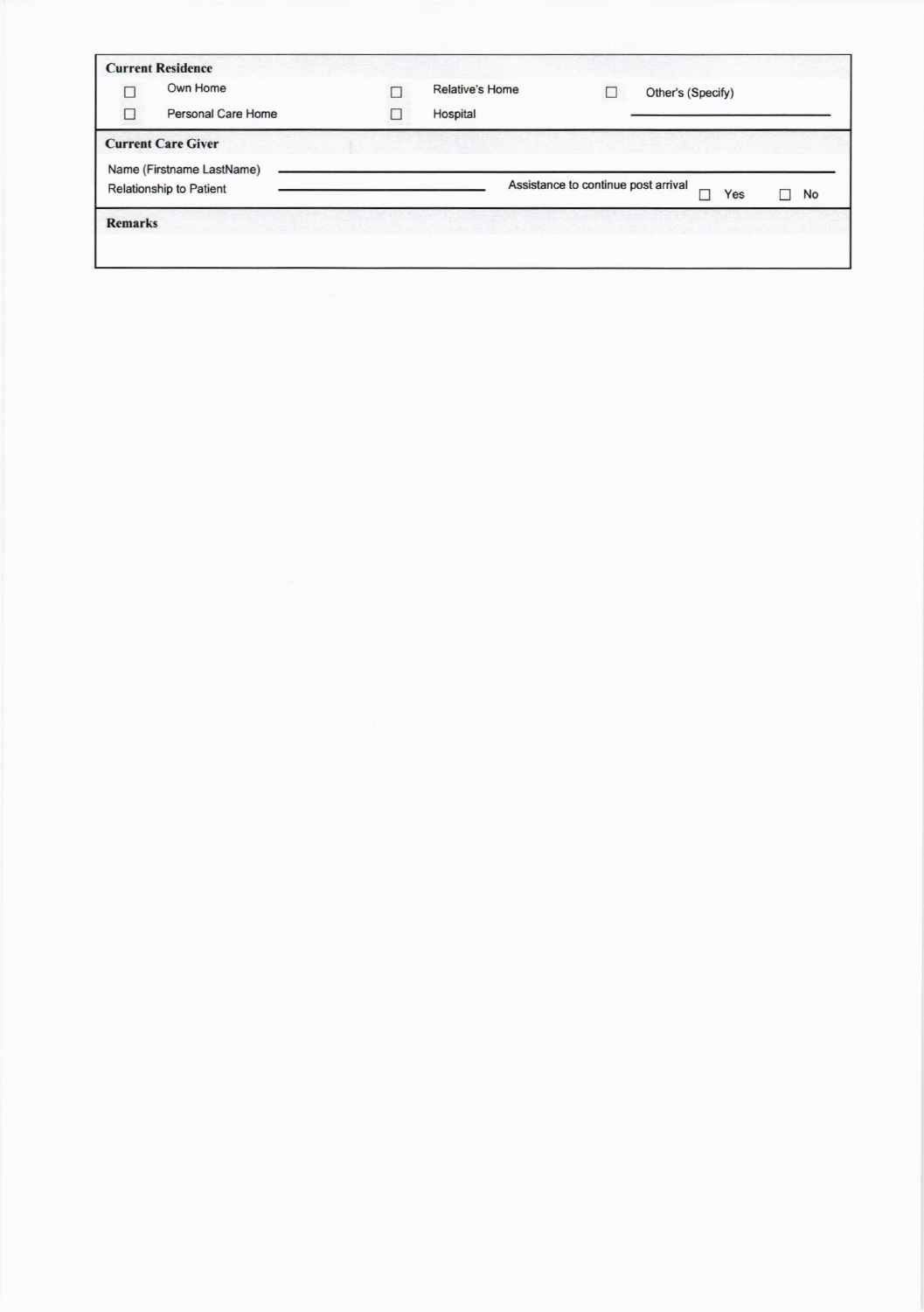**Current Residence**

☐ Own Home ☐ Relative's Home ☐ Other's (Specify)

☐ Personal Care Home ☐ Hospital ________________________

**Current Care Giver**

Name (Firstname LastName) ________________________________________________

Relationship to Patient ____________________ Assistance to continue post arrival ☐ Yes ☐ No

**Remarks**